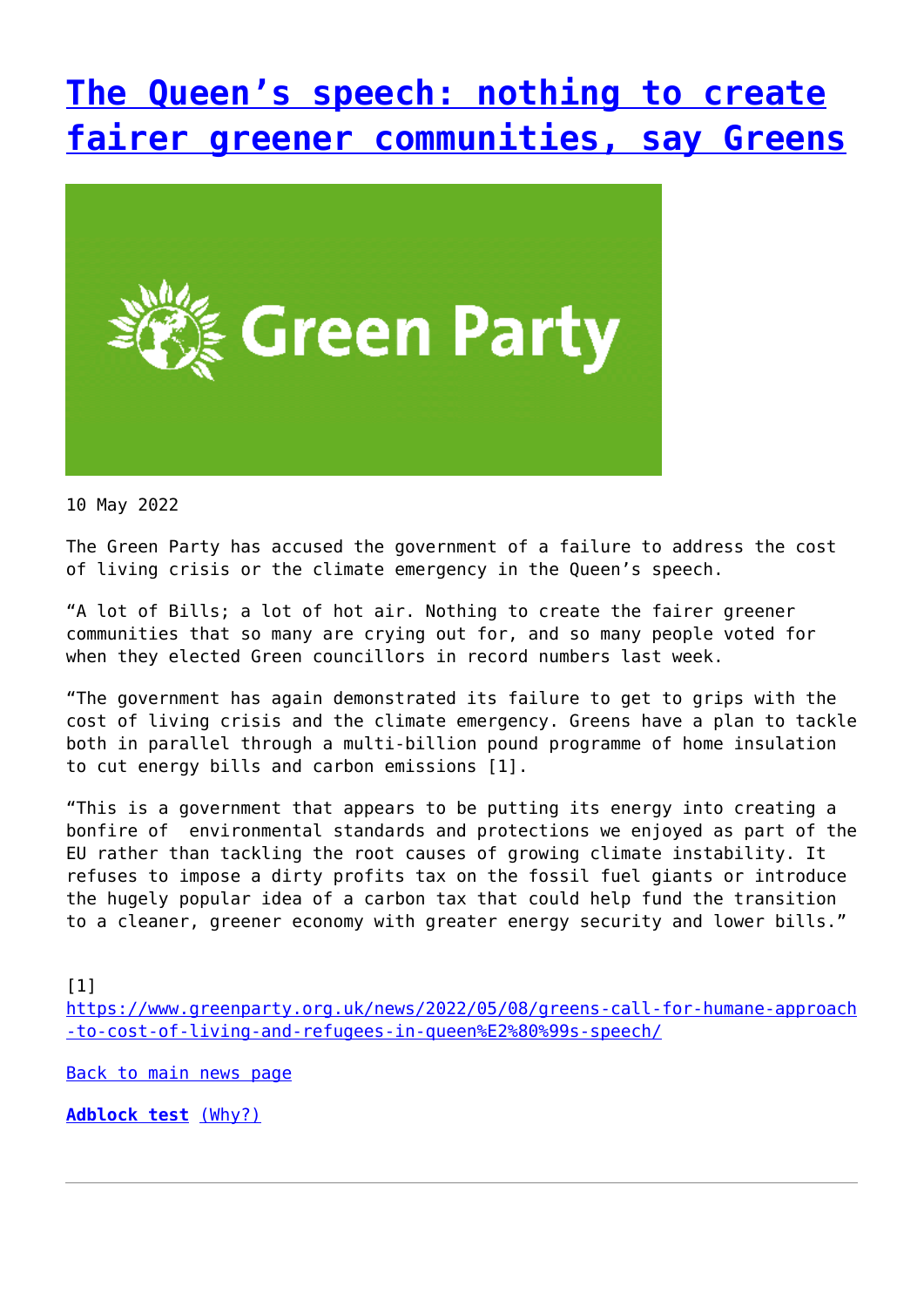# The Queen's speech: nothing to create fairer greener communities, say Greens

10 May 2022

The Green Party has accused the government of a failure to address the cost of living crisis or the climate emergency in the Queen's speech.

"A lot of Bills; a lot of hot air. Nothing to create the fairer greener communities that so many are crying out for, and so many people voted for when they elected Green councillors in record numbers last week.

"The government has again demonstrated its failure to get to grips with the cost of living crisis and the climate emergency. Greens have a plan to tackle both in parallel through a multi-billion pound programme of home insulation to cut energy bills and carbon emissions [1].

"This is a government that appears to be putting its energy into creating a bonfire of environmental standards and protections we enjoyed as part of the EU rather than tackling the root causes of growing climate instability. It refuses to impose a dirty profits tax on the fossil fuel giants or introduce the hugely popular idea of a carbon tax that could help fund the transition to a cleaner, greener economy with greater energy security and lower bills."

[1] https://www.greenparty.org.uk/news/2022/05/08/greens-call-for-humane-approach-to-cost-of-living-and-refugees-in-queen%E2%80%99s-speech/

Back to main news page

**Adblock test** (Why?)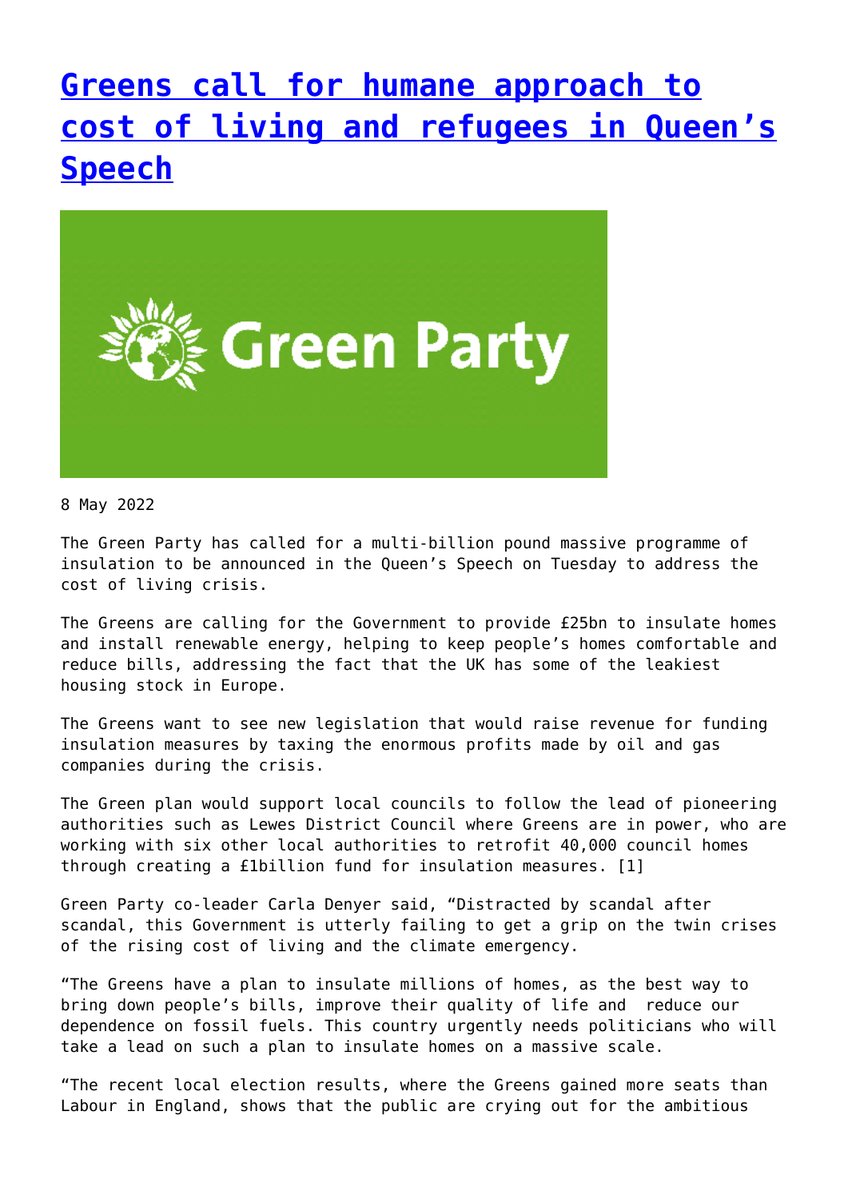# [Greens call for humane approach to cost of living and refugees in Queen's Speech]

8 May 2022

The Green Party has called for a multi-billion pound massive programme of insulation to be announced in the Queen's Speech on Tuesday to address the cost of living crisis.

The Greens are calling for the Government to provide £25bn to insulate homes and install renewable energy, helping to keep people's homes comfortable and reduce bills, addressing the fact that the UK has some of the leakiest housing stock in Europe.

The Greens want to see new legislation that would raise revenue for funding insulation measures by taxing the enormous profits made by oil and gas companies during the crisis.

The Green plan would support local councils to follow the lead of pioneering authorities such as Lewes District Council where Greens are in power, who are working with six other local authorities to retrofit 40,000 council homes through creating a £1billion fund for insulation measures. [1]

Green Party co-leader Carla Denyer said, "Distracted by scandal after scandal, this Government is utterly failing to get a grip on the twin crises of the rising cost of living and the climate emergency.

"The Greens have a plan to insulate millions of homes, as the best way to bring down people's bills, improve their quality of life and reduce our dependence on fossil fuels. This country urgently needs politicians who will take a lead on such a plan to insulate homes on a massive scale.

"The recent local election results, where the Greens gained more seats than Labour in England, shows that the public are crying out for the ambitious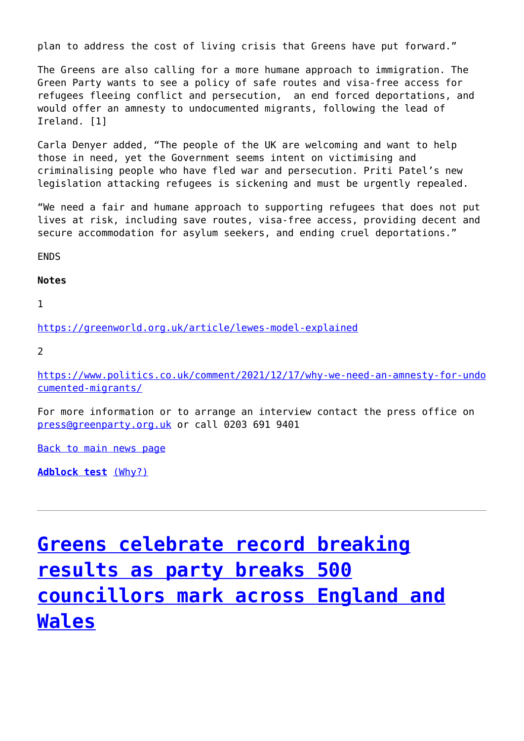plan to address the cost of living crisis that Greens have put forward."

The Greens are also calling for a more humane approach to immigration. The Green Party wants to see a policy of safe routes and visa-free access for refugees fleeing conflict and persecution,  an end forced deportations, and would offer an amnesty to undocumented migrants, following the lead of Ireland. [1]

Carla Denyer added, "The people of the UK are welcoming and want to help those in need, yet the Government seems intent on victimising and criminalising people who have fled war and persecution. Priti Patel's new legislation attacking refugees is sickening and must be urgently repealed.

"We need a fair and humane approach to supporting refugees that does not put lives at risk, including save routes, visa-free access, providing decent and secure accommodation for asylum seekers, and ending cruel deportations."

ENDS

**Notes**

1

[https://greenworld.org.uk/article/lewes-model-explained](https://greenworld.org.uk/article/lewes-model-explained)

2

[https://www.politics.co.uk/comment/2021/12/17/why-we-need-an-amnesty-for-undocumented-migrants/](https://www.politics.co.uk/comment/2021/12/17/why-we-need-an-amnesty-for-undocumented-migrants/)

For more information or to arrange an interview contact the press office on [press@greenparty.org.uk](mailto:press@greenparty.org.uk) or call 0203 691 9401

[Back to main news page]()

[**Adblock test**]() [(Why?)]()

---

# [Greens celebrate record breaking results as party breaks 500 councillors mark across England and Wales]()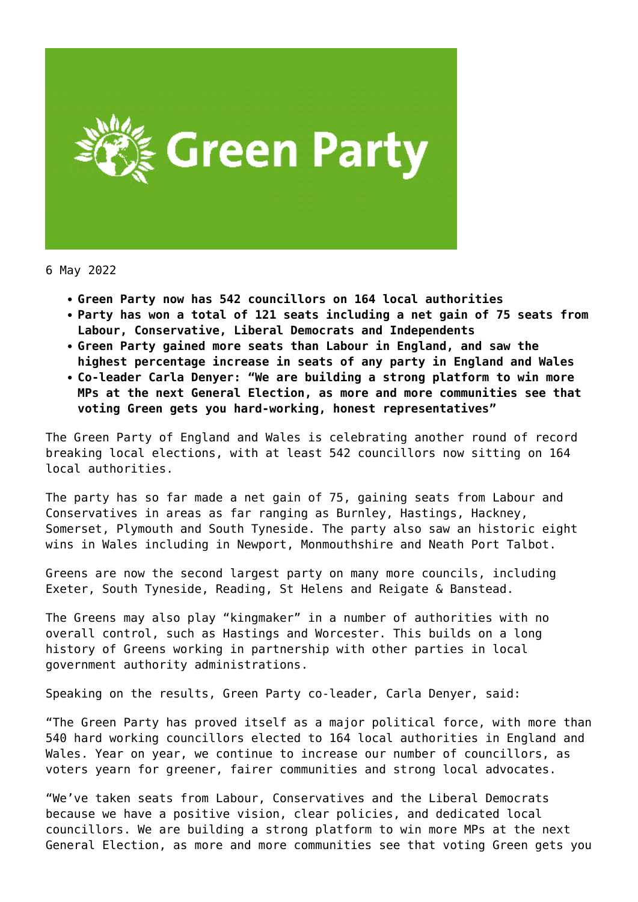6 May 2022

- **Green Party now has 542 councillors on 164 local authorities**
- **Party has won a total of 121 seats including a net gain of 75 seats from Labour, Conservative, Liberal Democrats and Independents**
- **Green Party gained more seats than Labour in England, and saw the highest percentage increase in seats of any party in England and Wales**
- **Co-leader Carla Denyer: "We are building a strong platform to win more MPs at the next General Election, as more and more communities see that voting Green gets you hard-working, honest representatives"**

The Green Party of England and Wales is celebrating another round of record breaking local elections, with at least 542 councillors now sitting on 164 local authorities.

The party has so far made a net gain of 75, gaining seats from Labour and Conservatives in areas as far ranging as Burnley, Hastings, Hackney, Somerset, Plymouth and South Tyneside. The party also saw an historic eight wins in Wales including in Newport, Monmouthshire and Neath Port Talbot.

Greens are now the second largest party on many more councils, including Exeter, South Tyneside, Reading, St Helens and Reigate & Banstead.

The Greens may also play "kingmaker" in a number of authorities with no overall control, such as Hastings and Worcester. This builds on a long history of Greens working in partnership with other parties in local government authority administrations.

Speaking on the results, Green Party co-leader, Carla Denyer, said:

"The Green Party has proved itself as a major political force, with more than 540 hard working councillors elected to 164 local authorities in England and Wales. Year on year, we continue to increase our number of councillors, as voters yearn for greener, fairer communities and strong local advocates.

"We've taken seats from Labour, Conservatives and the Liberal Democrats because we have a positive vision, clear policies, and dedicated local councillors. We are building a strong platform to win more MPs at the next General Election, as more and more communities see that voting Green gets you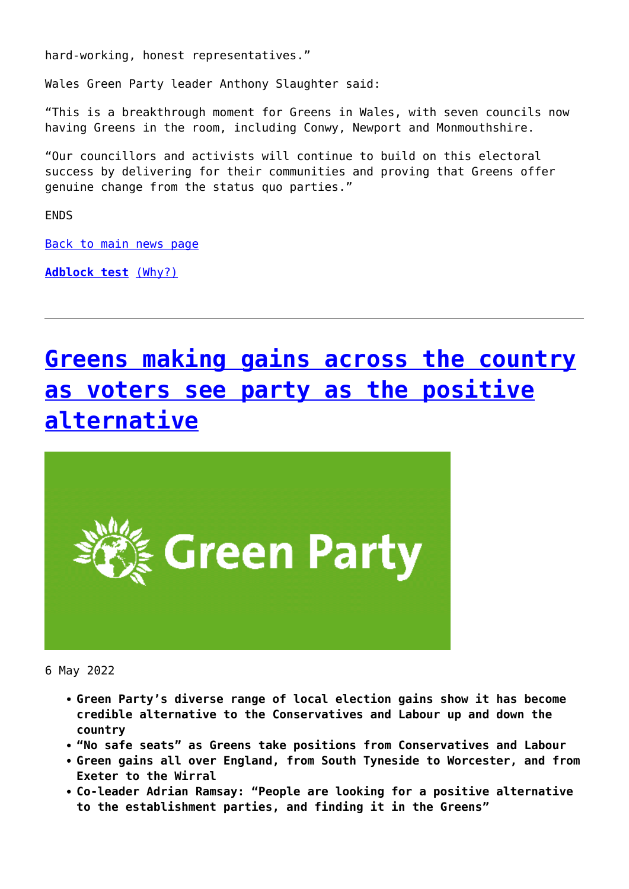hard-working, honest representatives."

Wales Green Party leader Anthony Slaughter said:

"This is a breakthrough moment for Greens in Wales, with seven councils now having Greens in the room, including Conwy, Newport and Monmouthshire.

"Our councillors and activists will continue to build on this electoral success by delivering for their communities and proving that Greens offer genuine change from the status quo parties."

ENDS

Back to main news page

**Adblock test** (Why?)

---

# Greens making gains across the country as voters see party as the positive alternative

6 May 2022

- **Green Party's diverse range of local election gains show it has become credible alternative to the Conservatives and Labour up and down the country**
- **"No safe seats" as Greens take positions from Conservatives and Labour**
- **Green gains all over England, from South Tyneside to Worcester, and from Exeter to the Wirral**
- **Co-leader Adrian Ramsay: "People are looking for a positive alternative to the establishment parties, and finding it in the Greens"**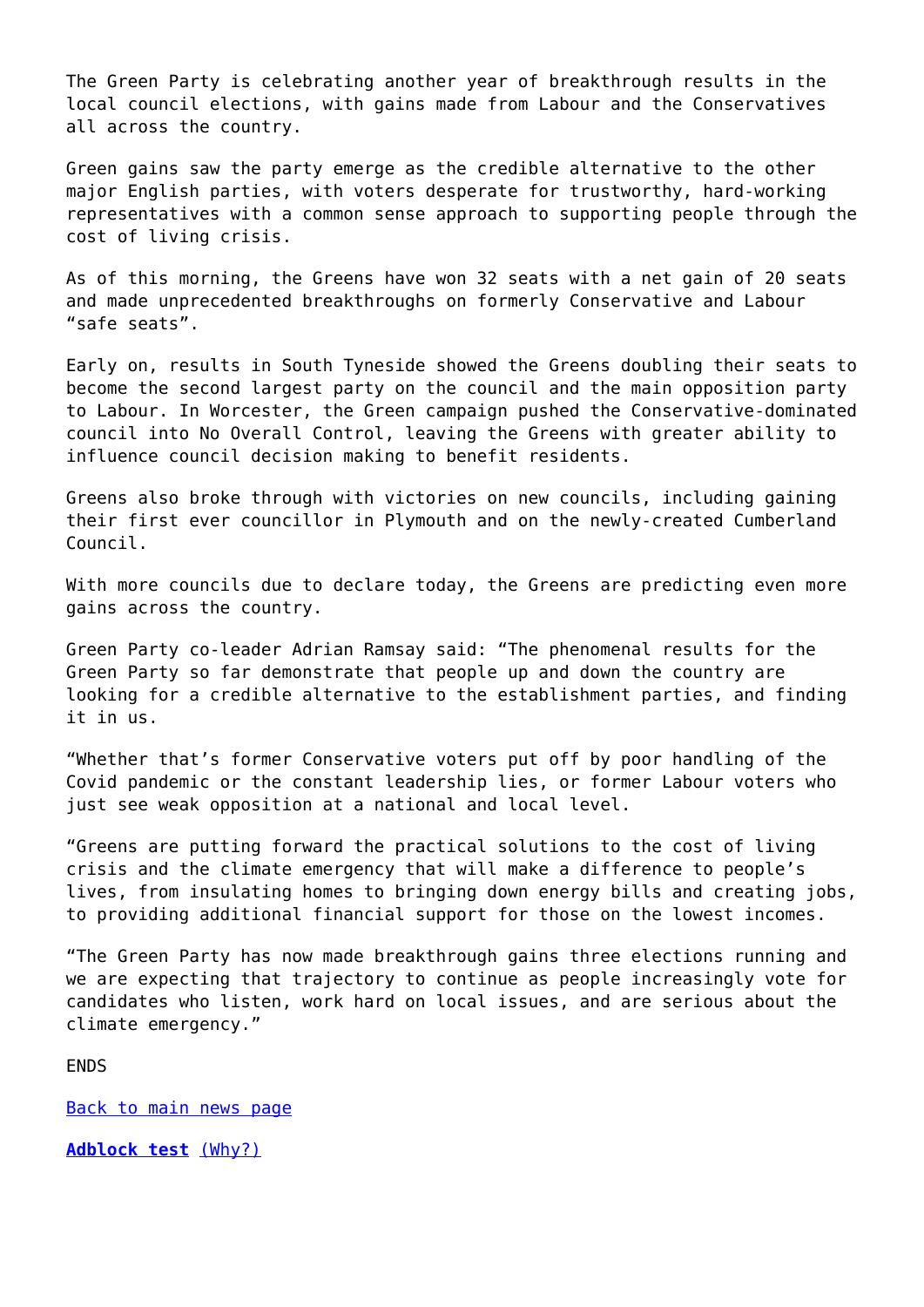The Green Party is celebrating another year of breakthrough results in the local council elections, with gains made from Labour and the Conservatives all across the country.

Green gains saw the party emerge as the credible alternative to the other major English parties, with voters desperate for trustworthy, hard-working representatives with a common sense approach to supporting people through the cost of living crisis.

As of this morning, the Greens have won 32 seats with a net gain of 20 seats and made unprecedented breakthroughs on formerly Conservative and Labour “safe seats”.

Early on, results in South Tyneside showed the Greens doubling their seats to become the second largest party on the council and the main opposition party to Labour. In Worcester, the Green campaign pushed the Conservative-dominated council into No Overall Control, leaving the Greens with greater ability to influence council decision making to benefit residents.

Greens also broke through with victories on new councils, including gaining their first ever councillor in Plymouth and on the newly-created Cumberland Council.

With more councils due to declare today, the Greens are predicting even more gains across the country.

Green Party co-leader Adrian Ramsay said: “The phenomenal results for the Green Party so far demonstrate that people up and down the country are looking for a credible alternative to the establishment parties, and finding it in us.

“Whether that’s former Conservative voters put off by poor handling of the Covid pandemic or the constant leadership lies, or former Labour voters who just see weak opposition at a national and local level.

“Greens are putting forward the practical solutions to the cost of living crisis and the climate emergency that will make a difference to people’s lives, from insulating homes to bringing down energy bills and creating jobs, to providing additional financial support for those on the lowest incomes.

“The Green Party has now made breakthrough gains three elections running and we are expecting that trajectory to continue as people increasingly vote for candidates who listen, work hard on local issues, and are serious about the climate emergency.”

ENDS

Back to main news page

**Adblock test** (Why?)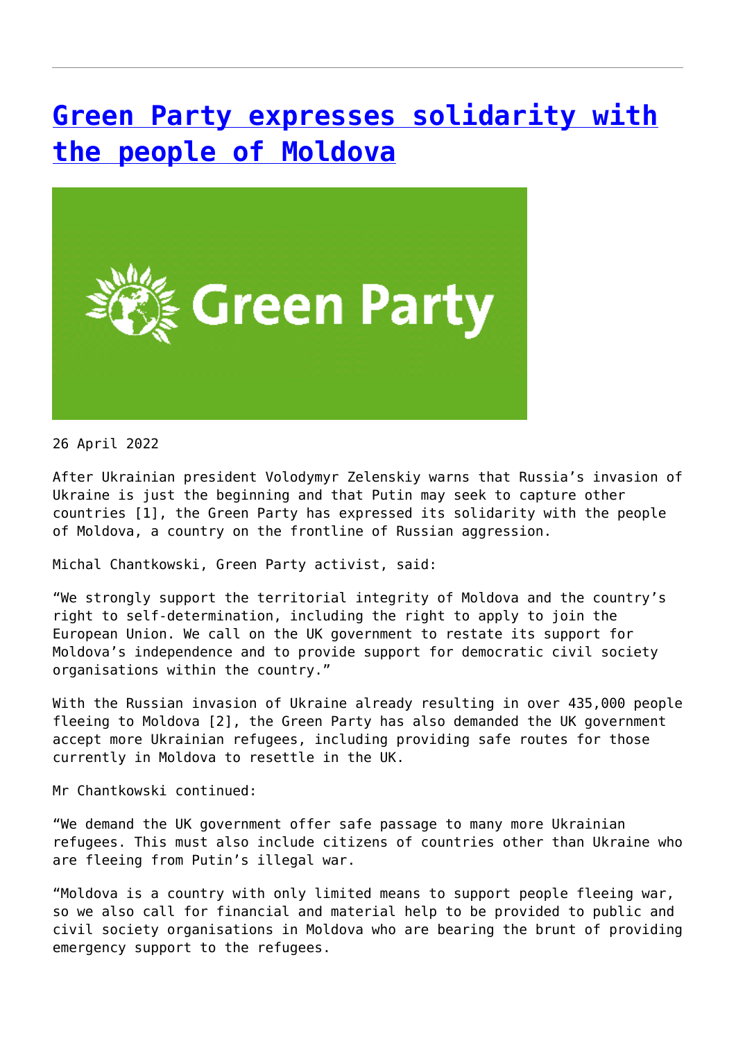# Green Party expresses solidarity with the people of Moldova

26 April 2022

After Ukrainian president Volodymyr Zelenskiy warns that Russia's invasion of Ukraine is just the beginning and that Putin may seek to capture other countries [1], the Green Party has expressed its solidarity with the people of Moldova, a country on the frontline of Russian aggression.

Michal Chantkowski, Green Party activist, said:

"We strongly support the territorial integrity of Moldova and the country's right to self-determination, including the right to apply to join the European Union. We call on the UK government to restate its support for Moldova's independence and to provide support for democratic civil society organisations within the country."

With the Russian invasion of Ukraine already resulting in over 435,000 people fleeing to Moldova [2], the Green Party has also demanded the UK government accept more Ukrainian refugees, including providing safe routes for those currently in Moldova to resettle in the UK.

Mr Chantkowski continued:

"We demand the UK government offer safe passage to many more Ukrainian refugees. This must also include citizens of countries other than Ukraine who are fleeing from Putin's illegal war.

"Moldova is a country with only limited means to support people fleeing war, so we also call for financial and material help to be provided to public and civil society organisations in Moldova who are bearing the brunt of providing emergency support to the refugees.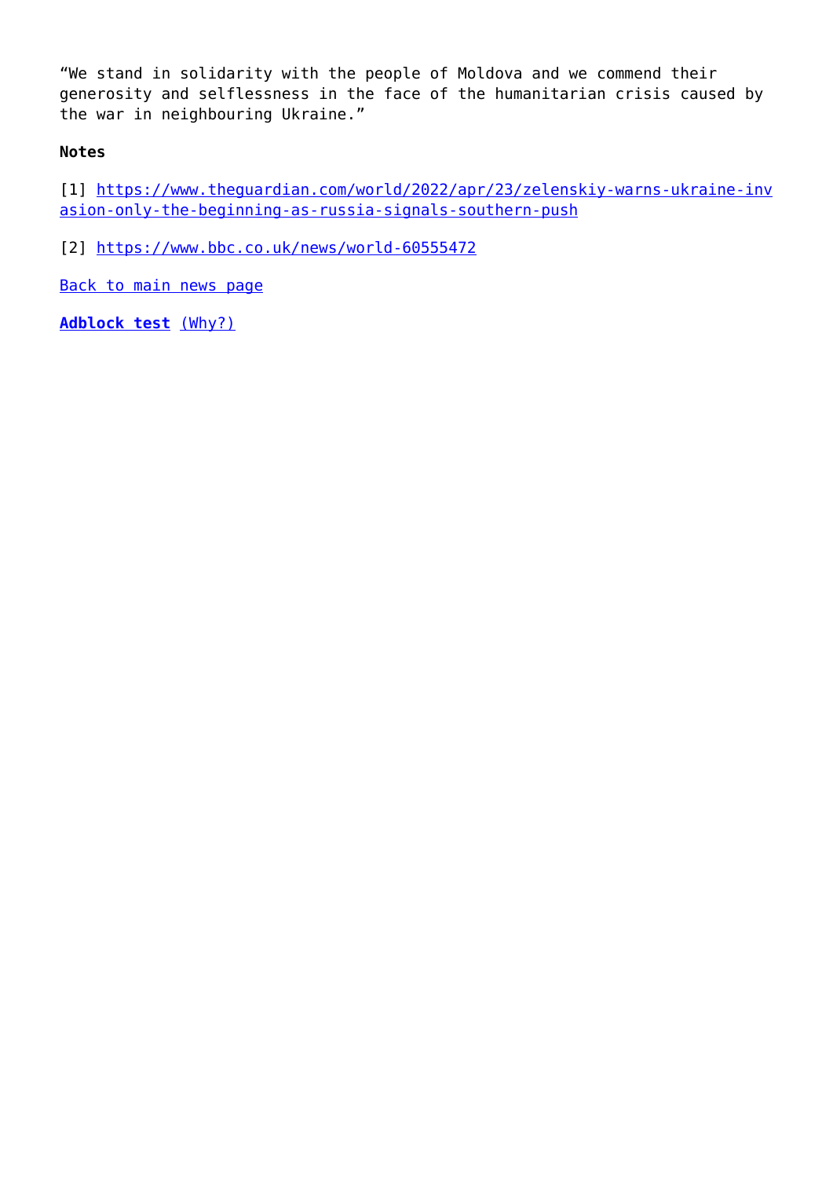“We stand in solidarity with the people of Moldova and we commend their generosity and selflessness in the face of the humanitarian crisis caused by the war in neighbouring Ukraine.”

**Notes**

[1] [https://www.theguardian.com/world/2022/apr/23/zelenskiy-warns-ukraine-invasion-only-the-beginning-as-russia-signals-southern-push](https://www.theguardian.com/world/2022/apr/23/zelenskiy-warns-ukraine-invasion-only-the-beginning-as-russia-signals-southern-push)

[2] [https://www.bbc.co.uk/news/world-60555472](https://www.bbc.co.uk/news/world-60555472)

Back to main news page

**Adblock test** (Why?)